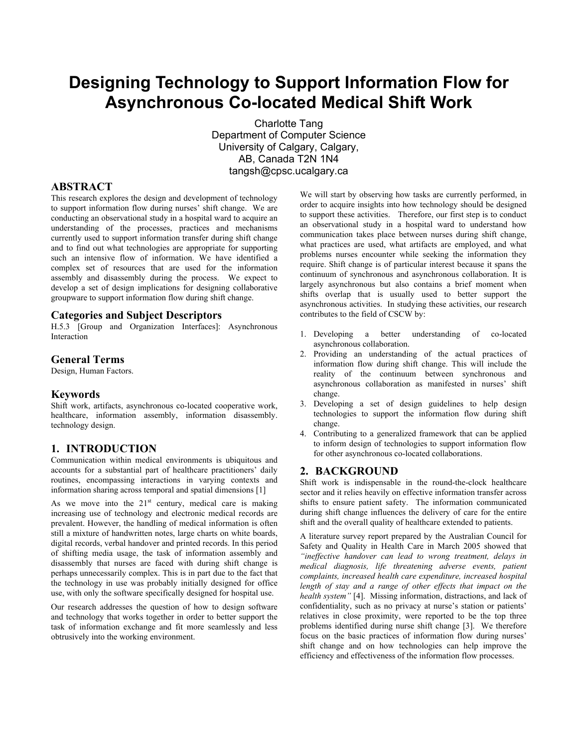# Designing Technology to Support Information Flow for Asynchronous Co-located Medical Shift Work

Charlotte Tang
Department of Computer Science
University of Calgary, Calgary,
AB, Canada T2N 1N4
tangsh@cpsc.ucalgary.ca

## ABSTRACT

This research explores the design and development of technology to support information flow during nurses' shift change. We are conducting an observational study in a hospital ward to acquire an understanding of the processes, practices and mechanisms currently used to support information transfer during shift change and to find out what technologies are appropriate for supporting such an intensive flow of information. We have identified a complex set of resources that are used for the information assembly and disassembly during the process. We expect to develop a set of design implications for designing collaborative groupware to support information flow during shift change.

### Categories and Subject Descriptors

H.5.3 [Group and Organization Interfaces]: Asynchronous Interaction

### General Terms

Design, Human Factors.

### Keywords

Shift work, artifacts, asynchronous co-located cooperative work, healthcare, information assembly, information disassembly. technology design.

## 1. INTRODUCTION

Communication within medical environments is ubiquitous and accounts for a substantial part of healthcare practitioners' daily routines, encompassing interactions in varying contexts and information sharing across temporal and spatial dimensions [1]

As we move into the 21st century, medical care is making increasing use of technology and electronic medical records are prevalent. However, the handling of medical information is often still a mixture of handwritten notes, large charts on white boards, digital records, verbal handover and printed records. In this period of shifting media usage, the task of information assembly and disassembly that nurses are faced with during shift change is perhaps unnecessarily complex. This is in part due to the fact that the technology in use was probably initially designed for office use, with only the software specifically designed for hospital use.

Our research addresses the question of how to design software and technology that works together in order to better support the task of information exchange and fit more seamlessly and less obtrusively into the working environment.

We will start by observing how tasks are currently performed, in order to acquire insights into how technology should be designed to support these activities. Therefore, our first step is to conduct an observational study in a hospital ward to understand how communication takes place between nurses during shift change, what practices are used, what artifacts are employed, and what problems nurses encounter while seeking the information they require. Shift change is of particular interest because it spans the continuum of synchronous and asynchronous collaboration. It is largely asynchronous but also contains a brief moment when shifts overlap that is usually used to better support the asynchronous activities. In studying these activities, our research contributes to the field of CSCW by:

1. Developing a better understanding of co-located asynchronous collaboration.
2. Providing an understanding of the actual practices of information flow during shift change. This will include the reality of the continuum between synchronous and asynchronous collaboration as manifested in nurses' shift change.
3. Developing a set of design guidelines to help design technologies to support the information flow during shift change.
4. Contributing to a generalized framework that can be applied to inform design of technologies to support information flow for other asynchronous co-located collaborations.

## 2. BACKGROUND

Shift work is indispensable in the round-the-clock healthcare sector and it relies heavily on effective information transfer across shifts to ensure patient safety. The information communicated during shift change influences the delivery of care for the entire shift and the overall quality of healthcare extended to patients.

A literature survey report prepared by the Australian Council for Safety and Quality in Health Care in March 2005 showed that *"ineffective handover can lead to wrong treatment, delays in medical diagnosis, life threatening adverse events, patient complaints, increased health care expenditure, increased hospital length of stay and a range of other effects that impact on the health system"* [4]. Missing information, distractions, and lack of confidentiality, such as no privacy at nurse's station or patients' relatives in close proximity, were reported to be the top three problems identified during nurse shift change [3]. We therefore focus on the basic practices of information flow during nurses' shift change and on how technologies can help improve the efficiency and effectiveness of the information flow processes.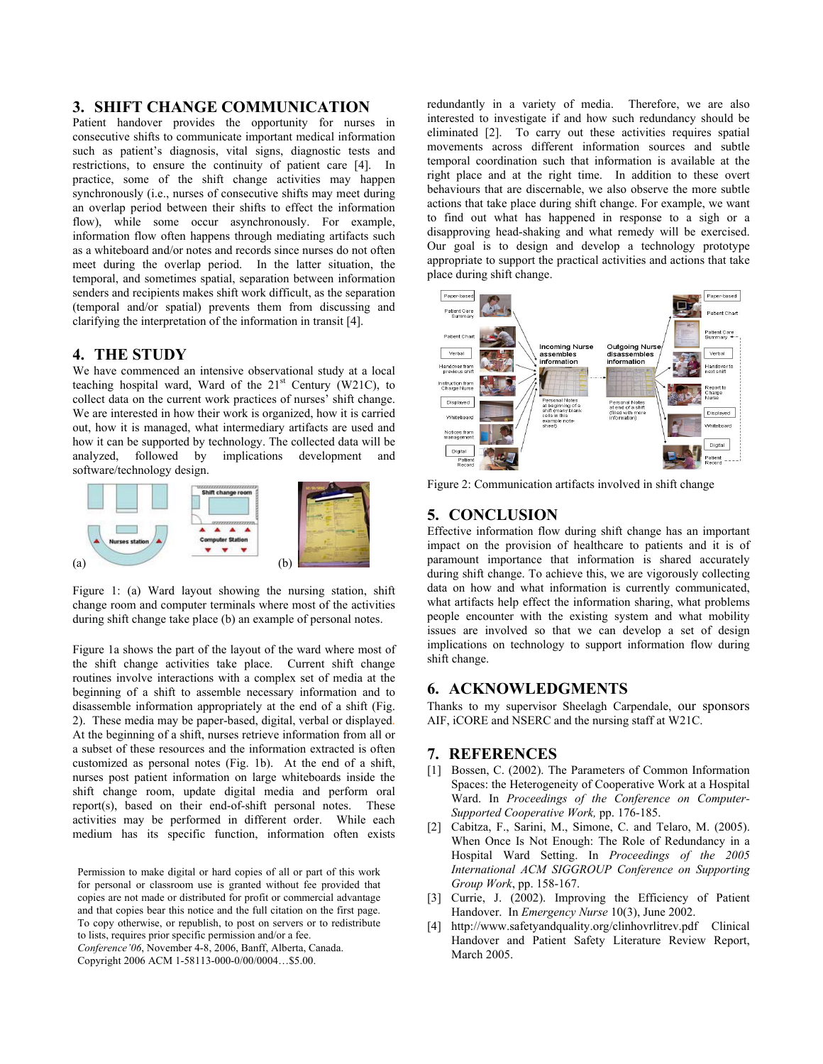## 3. SHIFT CHANGE COMMUNICATION

Patient handover provides the opportunity for nurses in consecutive shifts to communicate important medical information such as patient's diagnosis, vital signs, diagnostic tests and restrictions, to ensure the continuity of patient care [4]. In practice, some of the shift change activities may happen synchronously (i.e., nurses of consecutive shifts may meet during an overlap period between their shifts to effect the information flow), while some occur asynchronously. For example, information flow often happens through mediating artifacts such as a whiteboard and/or notes and records since nurses do not often meet during the overlap period. In the latter situation, the temporal, and sometimes spatial, separation between information senders and recipients makes shift work difficult, as the separation (temporal and/or spatial) prevents them from discussing and clarifying the interpretation of the information in transit [4].

## 4. THE STUDY

We have commenced an intensive observational study at a local teaching hospital ward, Ward of the 21st Century (W21C), to collect data on the current work practices of nurses' shift change. We are interested in how their work is organized, how it is carried out, how it is managed, what intermediary artifacts are used and how it can be supported by technology. The collected data will be analyzed, followed by implications development and software/technology design.

Shift change room
Nurses station
Computer Station
(a)
(b)

Figure 1: (a) Ward layout showing the nursing station, shift change room and computer terminals where most of the activities during shift change take place (b) an example of personal notes.

Figure 1a shows the part of the layout of the ward where most of the shift change activities take place. Current shift change routines involve interactions with a complex set of media at the beginning of a shift to assemble necessary information and to disassemble information appropriately at the end of a shift (Fig. 2). These media may be paper-based, digital, verbal or displayed. At the beginning of a shift, nurses retrieve information from all or a subset of these resources and the information extracted is often customized as personal notes (Fig. 1b). At the end of a shift, nurses post patient information on large whiteboards inside the shift change room, update digital media and perform oral report(s), based on their end-of-shift personal notes. These activities may be performed in different order. While each medium has its specific function, information often exists redundantly in a variety of media. Therefore, we are also interested to investigate if and how such redundancy should be eliminated [2]. To carry out these activities requires spatial movements across different information sources and subtle temporal coordination such that information is available at the right place and at the right time. In addition to these overt behaviours that are discernable, we also observe the more subtle actions that take place during shift change. For example, we want to find out what has happened in response to a sigh or a disapproving head-shaking and what remedy will be exercised. Our goal is to design and develop a technology prototype appropriate to support the practical activities and actions that take place during shift change.

Paper-based
Patient Care Summary
Patient Chart
Verbal
Handover from previous shift
Instruction from Charge Nurse
Displayed
Whiteboard
Notices from management
Digital
Patient Record
Incoming Nurse assembles information
Personal Notes at beginning of a shift (many blank cells in this example note-sheet)
Outgoing Nurse disassembles information
Personal Notes at end of a shift (filled with more information)
Paper-based
Patient Chart
Patient Care Summary
Verbal
Handover to next shift
Report to Charge Nurse
Displayed
Whiteboard
Digital
Patient Record

Figure 2: Communication artifacts involved in shift change

## 5. CONCLUSION

Effective information flow during shift change has an important impact on the provision of healthcare to patients and it is of paramount importance that information is shared accurately during shift change. To achieve this, we are vigorously collecting data on how and what information is currently communicated, what artifacts help effect the information sharing, what problems people encounter with the existing system and what mobility issues are involved so that we can develop a set of design implications on technology to support information flow during shift change.

## 6. ACKNOWLEDGMENTS

Thanks to my supervisor Sheelagh Carpendale, our sponsors AIF, iCORE and NSERC and the nursing staff at W21C.

## 7. REFERENCES

[1] Bossen, C. (2002). The Parameters of Common Information Spaces: the Heterogeneity of Cooperative Work at a Hospital Ward. In *Proceedings of the Conference on Computer-Supported Cooperative Work,* pp. 176-185.

[2] Cabitza, F., Sarini, M., Simone, C. and Telaro, M. (2005). When Once Is Not Enough: The Role of Redundancy in a Hospital Ward Setting. In *Proceedings of the 2005 International ACM SIGGROUP Conference on Supporting Group Work*, pp. 158-167.

[3] Currie, J. (2002). Improving the Efficiency of Patient Handover. In *Emergency Nurse* 10(3), June 2002.

[4] http://www.safetyandquality.org/clinhovrlitrev.pdf Clinical Handover and Patient Safety Literature Review Report, March 2005.

Permission to make digital or hard copies of all or part of this work for personal or classroom use is granted without fee provided that copies are not made or distributed for profit or commercial advantage and that copies bear this notice and the full citation on the first page. To copy otherwise, or republish, to post on servers or to redistribute to lists, requires prior specific permission and/or a fee.
*Conference'06*, November 4-8, 2006, Banff, Alberta, Canada.
Copyright 2006 ACM 1-58113-000-0/00/0004…$5.00.